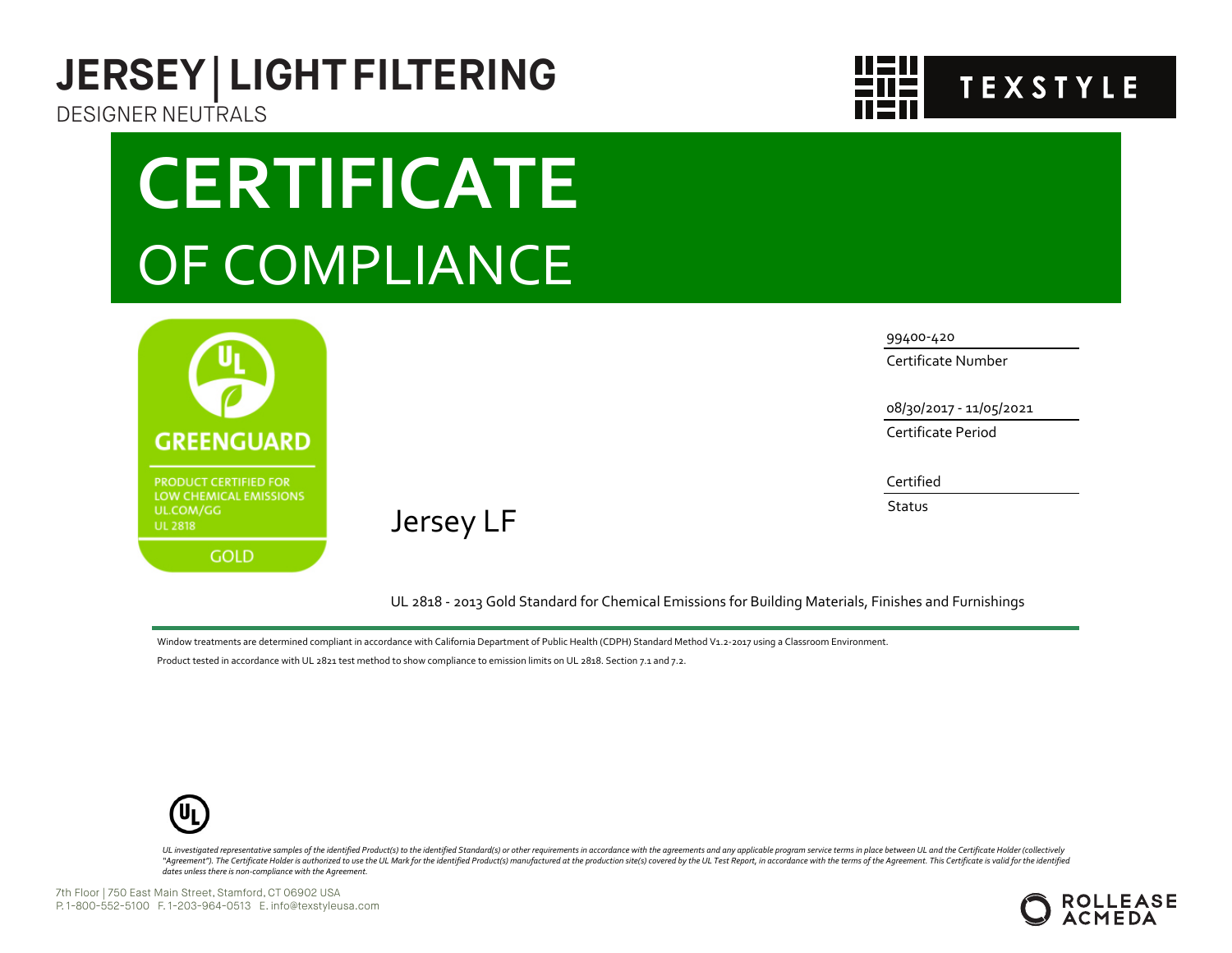# JERSEY | LIGHT FILTERING

DESIGNER NEUTRALS

TEXSTYLE

# CERTIFICATE

## OF COMPLIANCE

GREENGUARD

PRODUCT CERTIFIED FOR LOW CHEMICAL EMISSIONS
UL.COM/GG
UL 2818

GOLD

99400-420
Certificate Number

08/30/2017 - 11/05/2021
Certificate Period

Certified
Status

Jersey LF

UL 2818 - 2013 Gold Standard for Chemical Emissions for Building Materials, Finishes and Furnishings

Window treatments are determined compliant in accordance with California Department of Public Health (CDPH) Standard Method V1.2-2017 using a Classroom Environment.

Product tested in accordance with UL 2821 test method to show compliance to emission limits on UL 2818. Section 7.1 and 7.2.

*UL investigated representative samples of the identified Product(s) to the identified Standard(s) or other requirements in accordance with the agreements and any applicable program service terms in place between UL and the Certificate Holder (collectively "Agreement"). The Certificate Holder is authorized to use the UL Mark for the identified Product(s) manufactured at the production site(s) covered by the UL Test Report, in accordance with the terms of the Agreement. This Certificate is valid for the identified dates unless there is non-compliance with the Agreement.*

7th Floor | 750 East Main Street, Stamford, CT 06902 USA
P. 1-800-552-5100 F. 1-203-964-0513 E. info@texstyleusa.com

ROLLEASE ACMEDA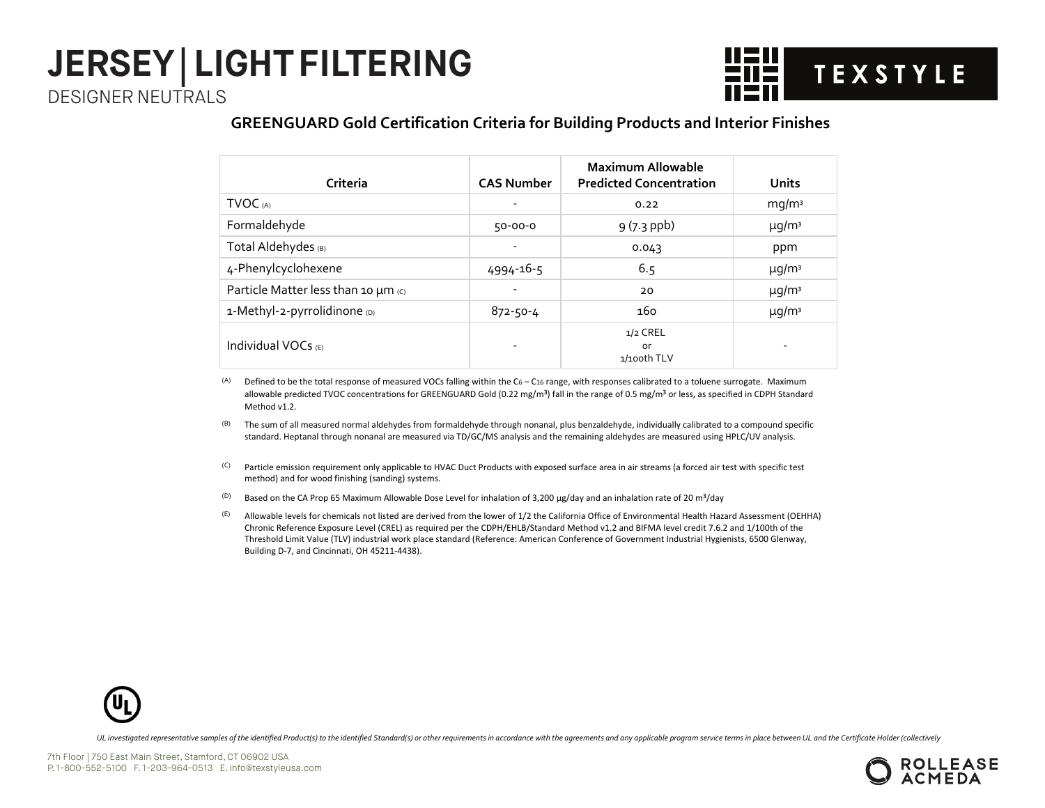# JERSEY | LIGHT FILTERING

DESIGNER NEUTRALS

TEXSTYLE

## GREENGUARD Gold Certification Criteria for Building Products and Interior Finishes

| Criteria | CAS Number | Maximum Allowable Predicted Concentration | Units |
|---|---|---|---|
| TVOC (A) | - | 0.22 | $mg/m^3$ |
| Formaldehyde | 50-00-0 | 9 (7.3 ppb) | $\mu g/m^3$ |
| Total Aldehydes (B) | - | 0.043 | ppm |
| 4-Phenylcyclohexene | 4994-16-5 | 6.5 | $\mu g/m^3$ |
| Particle Matter less than 10 µm (C) | - | 20 | $\mu g/m^3$ |
| 1-Methyl-2-pyrrolidinone (D) | 872-50-4 | 160 | $\mu g/m^3$ |
| Individual VOCs (E) | - | 1/2 CREL or 1/100th TLV | - |

(A) Defined to be the total response of measured VOCs falling within the $C_6 - C_{16}$ range, with responses calibrated to a toluene surrogate. Maximum allowable predicted TVOC concentrations for GREENGUARD Gold (0.22 $mg/m^3$) fall in the range of 0.5 $mg/m^3$ or less, as specified in CDPH Standard Method v1.2.

(B) The sum of all measured normal aldehydes from formaldehyde through nonanal, plus benzaldehyde, individually calibrated to a compound specific standard. Heptanal through nonanal are measured via TD/GC/MS analysis and the remaining aldehydes are measured using HPLC/UV analysis.

(C) Particle emission requirement only applicable to HVAC Duct Products with exposed surface area in air streams (a forced air test with specific test method) and for wood finishing (sanding) systems.

(D) Based on the CA Prop 65 Maximum Allowable Dose Level for inhalation of 3,200 µg/day and an inhalation rate of 20 $m^3$/day

(E) Allowable levels for chemicals not listed are derived from the lower of 1/2 the California Office of Environmental Health Hazard Assessment (OEHHA) Chronic Reference Exposure Level (CREL) as required per the CDPH/EHLB/Standard Method v1.2 and BIFMA level credit 7.6.2 and 1/100th of the Threshold Limit Value (TLV) industrial work place standard (Reference: American Conference of Government Industrial Hygienists, 6500 Glenway, Building D-7, and Cincinnati, OH 45211-4438).

*UL investigated representative samples of the identified Product(s) to the identified Standard(s) or other requirements in accordance with the agreements and any applicable program service terms in place between UL and the Certificate Holder (collectively*

7th Floor | 750 East Main Street, Stamford, CT 06902 USA
P. 1-800-552-5100 F. 1-203-964-0513 E. info@texstyleusa.com

ROLLEASE ACMEDA